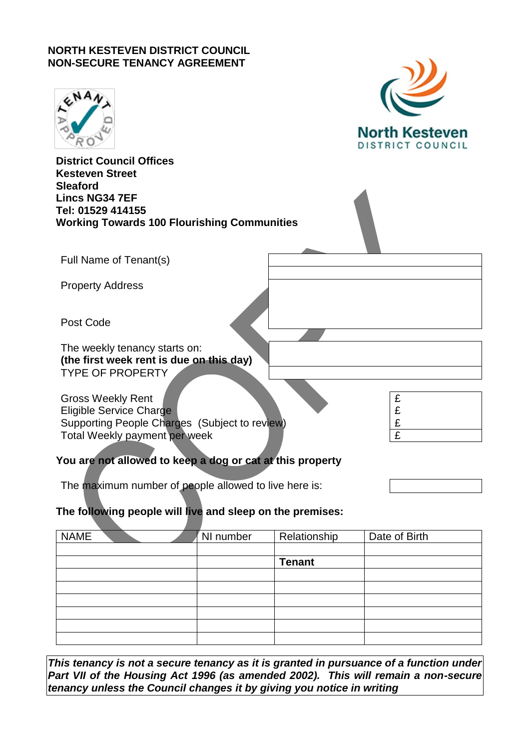**NORTH KESTEVEN DISTRICT COUNCIL**
**NON-SECURE TENANCY AGREEMENT**

**District Council Offices**
**Kesteven Street**
**Sleaford**
**Lincs NG34 7EF**
**Tel: 01529 414155**
**Working Towards 100 Flourishing Communities**

| | |
|---|---|
| Full Name of Tenant(s) | |
| Property Address | |
| Post Code | |
| The weekly tenancy starts on: **(the first week rent is due on this day)** | |
| TYPE OF PROPERTY | |

| | |
|---|---|
| Gross Weekly Rent | £ |
| Eligible Service Charge | £ |
| Supporting People Charges (Subject to review) | £ |
| Total Weekly payment per week | £ |

**You are not allowed to keep a dog or cat at this property**

The maximum number of people allowed to live here is: 

**The following people will live and sleep on the premises:**

| NAME | NI number | Relationship | Date of Birth |
|---|---|---|---|
| | | | |
| | | **Tenant** | |
| | | | |
| | | | |
| | | | |
| | | | |
| | | | |
| | | | |

***This tenancy is not a secure tenancy as it is granted in pursuance of a function under Part VII of the Housing Act 1996 (as amended 2002). This will remain a non-secure tenancy unless the Council changes it by giving you notice in writing***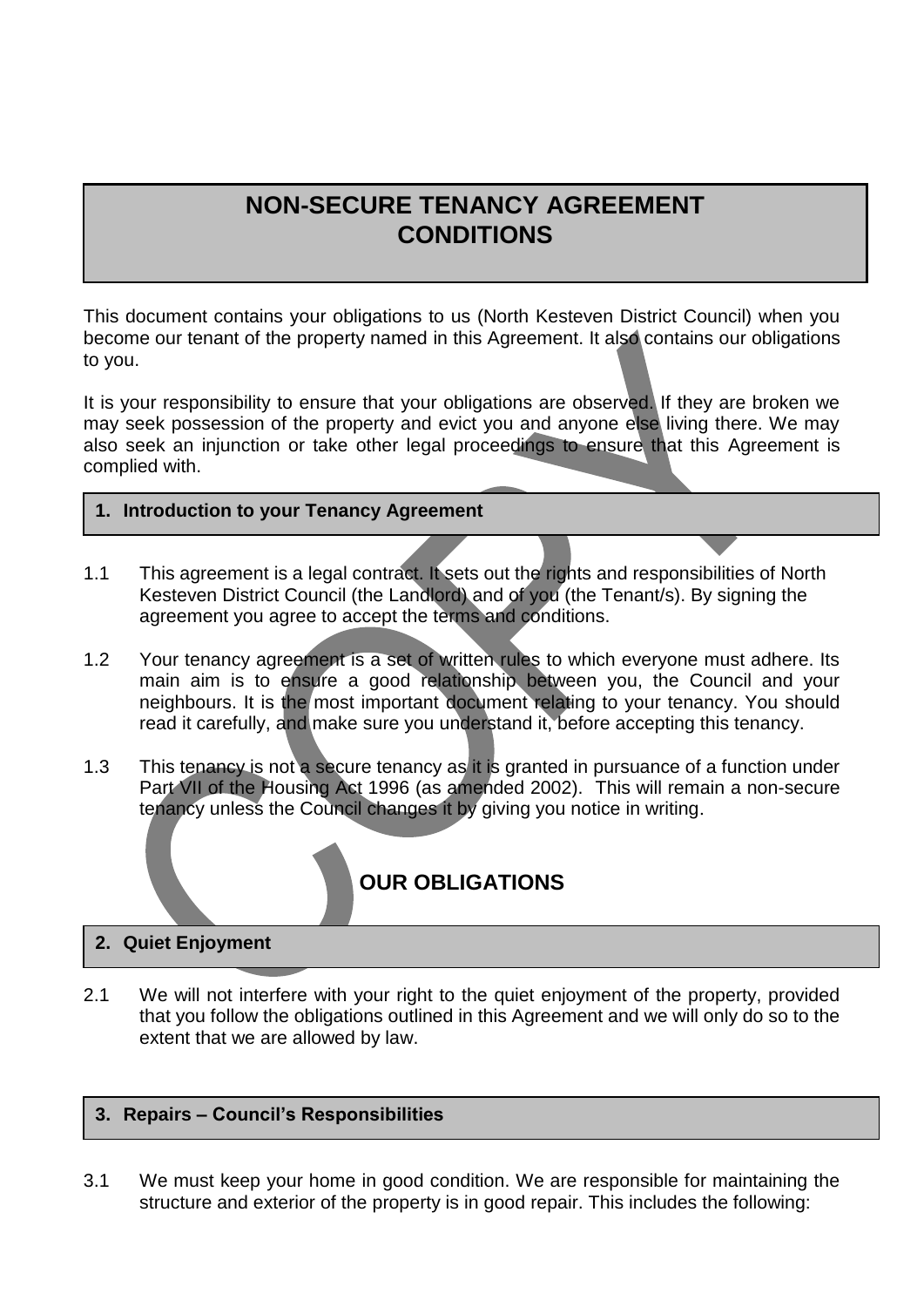# NON-SECURE TENANCY AGREEMENT CONDITIONS

This document contains your obligations to us (North Kesteven District Council) when you become our tenant of the property named in this Agreement. It also contains our obligations to you.

It is your responsibility to ensure that your obligations are observed. If they are broken we may seek possession of the property and evict you and anyone else living there. We may also seek an injunction or take other legal proceedings to ensure that this Agreement is complied with.

## 1. Introduction to your Tenancy Agreement

1.1 This agreement is a legal contract. It sets out the rights and responsibilities of North Kesteven District Council (the Landlord) and of you (the Tenant/s). By signing the agreement you agree to accept the terms and conditions.

1.2 Your tenancy agreement is a set of written rules to which everyone must adhere. Its main aim is to ensure a good relationship between you, the Council and your neighbours. It is the most important document relating to your tenancy. You should read it carefully, and make sure you understand it, before accepting this tenancy.

1.3 This tenancy is not a secure tenancy as it is granted in pursuance of a function under Part VII of the Housing Act 1996 (as amended 2002). This will remain a non-secure tenancy unless the Council changes it by giving you notice in writing.

# OUR OBLIGATIONS

## 2. Quiet Enjoyment

2.1 We will not interfere with your right to the quiet enjoyment of the property, provided that you follow the obligations outlined in this Agreement and we will only do so to the extent that we are allowed by law.

## 3. Repairs – Council's Responsibilities

3.1 We must keep your home in good condition. We are responsible for maintaining the structure and exterior of the property is in good repair. This includes the following: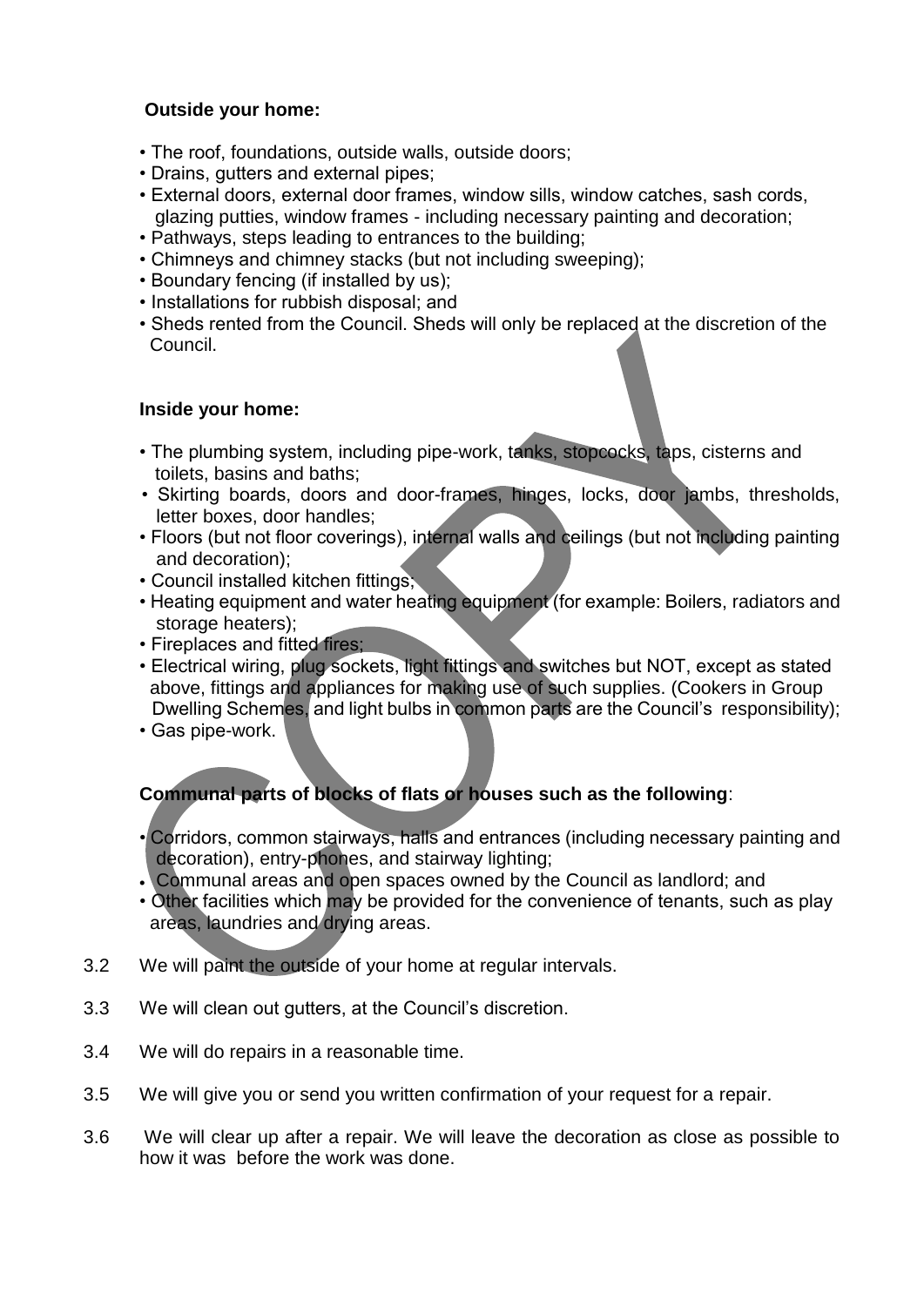**Outside your home:**

- The roof, foundations, outside walls, outside doors;
- Drains, gutters and external pipes;
- External doors, external door frames, window sills, window catches, sash cords, glazing putties, window frames - including necessary painting and decoration;
- Pathways, steps leading to entrances to the building;
- Chimneys and chimney stacks (but not including sweeping);
- Boundary fencing (if installed by us);
- Installations for rubbish disposal; and
- Sheds rented from the Council. Sheds will only be replaced at the discretion of the Council.

**Inside your home:**

- The plumbing system, including pipe-work, tanks, stopcocks, taps, cisterns and toilets, basins and baths;
- Skirting boards, doors and door-frames, hinges, locks, door jambs, thresholds, letter boxes, door handles;
- Floors (but not floor coverings), internal walls and ceilings (but not including painting and decoration);
- Council installed kitchen fittings;
- Heating equipment and water heating equipment (for example: Boilers, radiators and storage heaters);
- Fireplaces and fitted fires;
- Electrical wiring, plug sockets, light fittings and switches but NOT, except as stated above, fittings and appliances for making use of such supplies. (Cookers in Group Dwelling Schemes, and light bulbs in common parts are the Council's responsibility);
- Gas pipe-work.

**Communal parts of blocks of flats or houses such as the following**:

- Corridors, common stairways, halls and entrances (including necessary painting and decoration), entry-phones, and stairway lighting;
- Communal areas and open spaces owned by the Council as landlord; and
- Other facilities which may be provided for the convenience of tenants, such as play areas, laundries and drying areas.

3.2 We will paint the outside of your home at regular intervals.

3.3 We will clean out gutters, at the Council's discretion.

3.4 We will do repairs in a reasonable time.

3.5 We will give you or send you written confirmation of your request for a repair.

3.6 We will clear up after a repair. We will leave the decoration as close as possible to how it was before the work was done.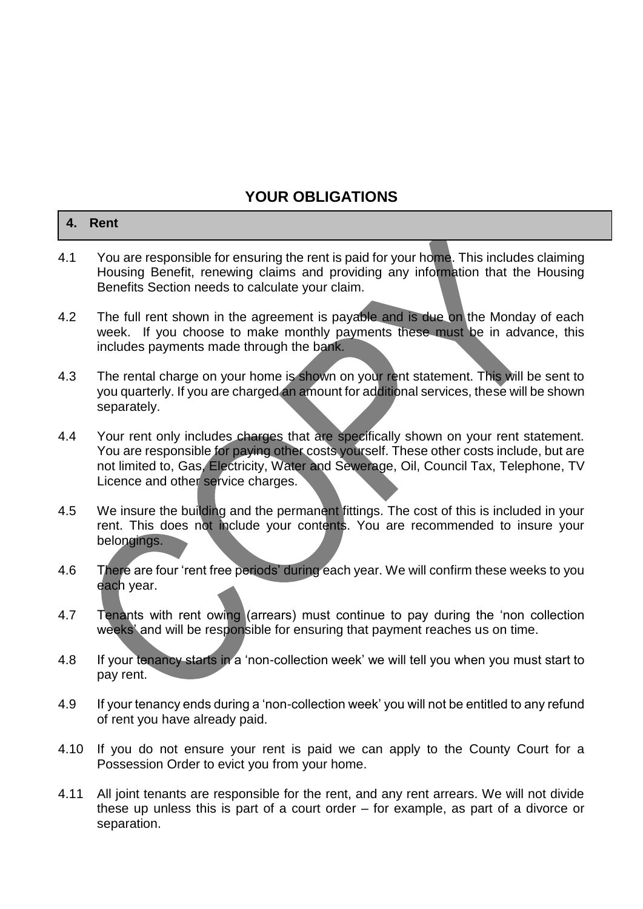## YOUR OBLIGATIONS

### 4. Rent

4.1 You are responsible for ensuring the rent is paid for your home. This includes claiming Housing Benefit, renewing claims and providing any information that the Housing Benefits Section needs to calculate your claim.

4.2 The full rent shown in the agreement is payable and is due on the Monday of each week. If you choose to make monthly payments these must be in advance, this includes payments made through the bank.

4.3 The rental charge on your home is shown on your rent statement. This will be sent to you quarterly. If you are charged an amount for additional services, these will be shown separately.

4.4 Your rent only includes charges that are specifically shown on your rent statement. You are responsible for paying other costs yourself. These other costs include, but are not limited to, Gas, Electricity, Water and Sewerage, Oil, Council Tax, Telephone, TV Licence and other service charges.

4.5 We insure the building and the permanent fittings. The cost of this is included in your rent. This does not include your contents. You are recommended to insure your belongings.

4.6 There are four 'rent free periods' during each year. We will confirm these weeks to you each year.

4.7 Tenants with rent owing (arrears) must continue to pay during the 'non collection weeks' and will be responsible for ensuring that payment reaches us on time.

4.8 If your tenancy starts in a 'non-collection week' we will tell you when you must start to pay rent.

4.9 If your tenancy ends during a 'non-collection week' you will not be entitled to any refund of rent you have already paid.

4.10 If you do not ensure your rent is paid we can apply to the County Court for a Possession Order to evict you from your home.

4.11 All joint tenants are responsible for the rent, and any rent arrears. We will not divide these up unless this is part of a court order – for example, as part of a divorce or separation.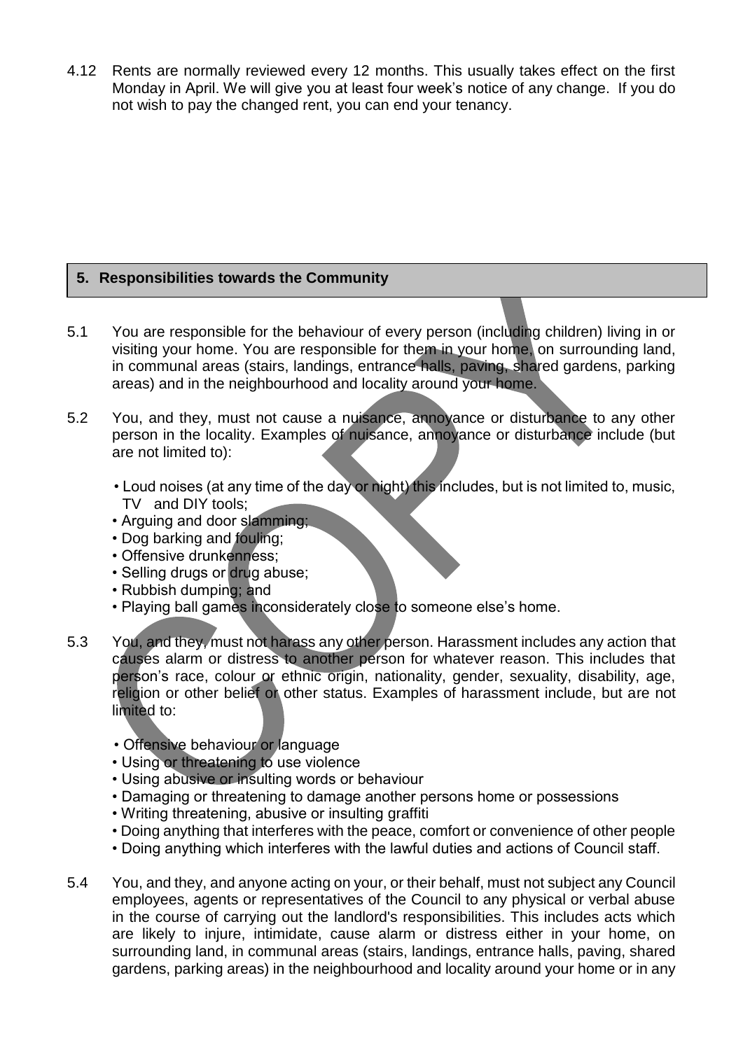4.12 Rents are normally reviewed every 12 months. This usually takes effect on the first Monday in April. We will give you at least four week's notice of any change. If you do not wish to pay the changed rent, you can end your tenancy.

## 5. Responsibilities towards the Community

5.1 You are responsible for the behaviour of every person (including children) living in or visiting your home. You are responsible for them in your home, on surrounding land, in communal areas (stairs, landings, entrance halls, paving, shared gardens, parking areas) and in the neighbourhood and locality around your home.

5.2 You, and they, must not cause a nuisance, annoyance or disturbance to any other person in the locality. Examples of nuisance, annoyance or disturbance include (but are not limited to):

- Loud noises (at any time of the day or night) this includes, but is not limited to, music, TV and DIY tools;
- Arguing and door slamming;
- Dog barking and fouling;
- Offensive drunkenness;
- Selling drugs or drug abuse;
- Rubbish dumping; and
- Playing ball games inconsiderately close to someone else's home.

5.3 You, and they, must not harass any other person. Harassment includes any action that causes alarm or distress to another person for whatever reason. This includes that person's race, colour or ethnic origin, nationality, gender, sexuality, disability, age, religion or other belief or other status. Examples of harassment include, but are not limited to:

- Offensive behaviour or language
- Using or threatening to use violence
- Using abusive or insulting words or behaviour
- Damaging or threatening to damage another persons home or possessions
- Writing threatening, abusive or insulting graffiti
- Doing anything that interferes with the peace, comfort or convenience of other people
- Doing anything which interferes with the lawful duties and actions of Council staff.

5.4 You, and they, and anyone acting on your, or their behalf, must not subject any Council employees, agents or representatives of the Council to any physical or verbal abuse in the course of carrying out the landlord's responsibilities. This includes acts which are likely to injure, intimidate, cause alarm or distress either in your home, on surrounding land, in communal areas (stairs, landings, entrance halls, paving, shared gardens, parking areas) in the neighbourhood and locality around your home or in any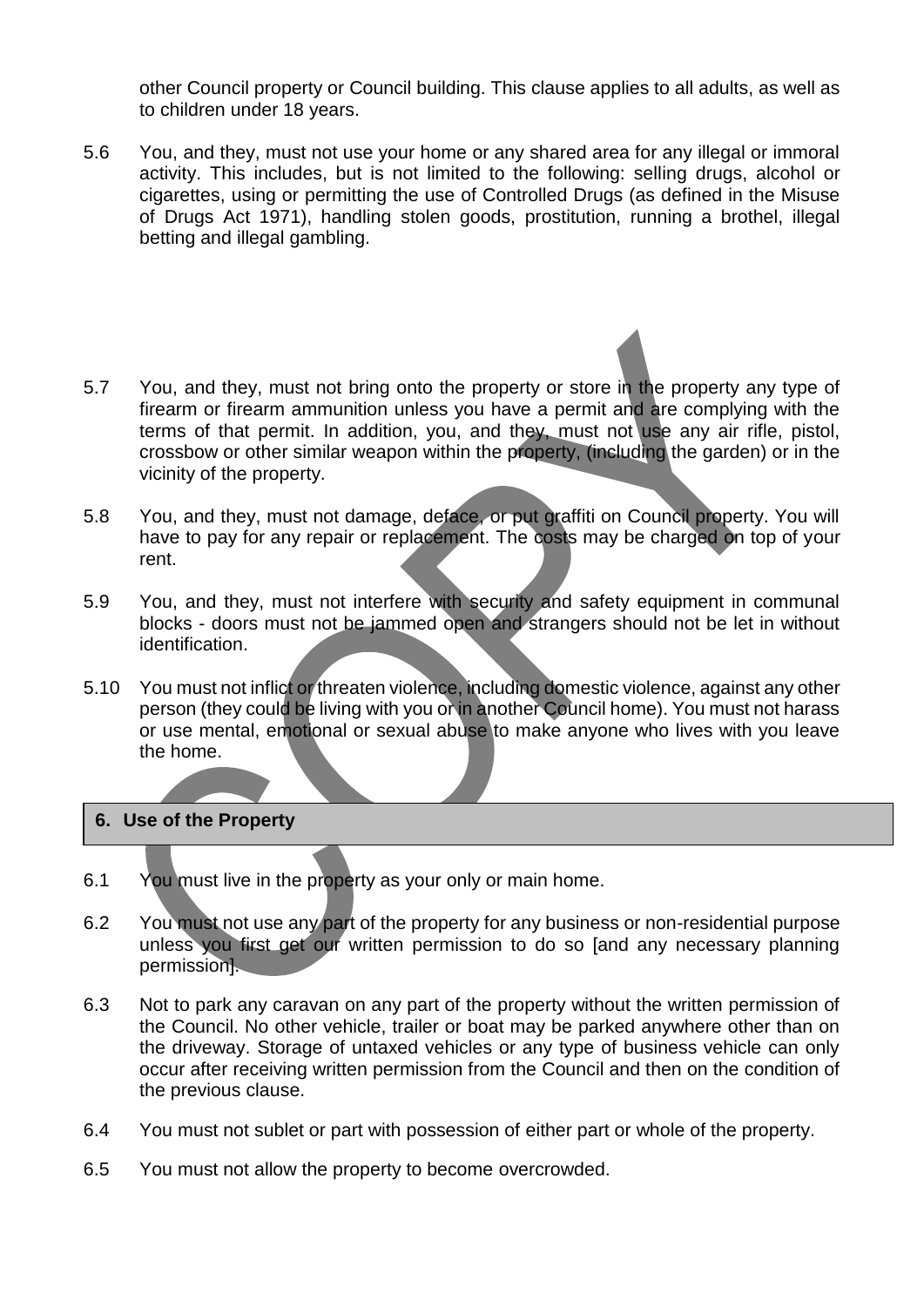other Council property or Council building. This clause applies to all adults, as well as to children under 18 years.

5.6 You, and they, must not use your home or any shared area for any illegal or immoral activity. This includes, but is not limited to the following: selling drugs, alcohol or cigarettes, using or permitting the use of Controlled Drugs (as defined in the Misuse of Drugs Act 1971), handling stolen goods, prostitution, running a brothel, illegal betting and illegal gambling.

5.7 You, and they, must not bring onto the property or store in the property any type of firearm or firearm ammunition unless you have a permit and are complying with the terms of that permit. In addition, you, and they, must not use any air rifle, pistol, crossbow or other similar weapon within the property, (including the garden) or in the vicinity of the property.

5.8 You, and they, must not damage, deface, or put graffiti on Council property. You will have to pay for any repair or replacement. The costs may be charged on top of your rent.

5.9 You, and they, must not interfere with security and safety equipment in communal blocks - doors must not be jammed open and strangers should not be let in without identification.

5.10 You must not inflict or threaten violence, including domestic violence, against any other person (they could be living with you or in another Council home). You must not harass or use mental, emotional or sexual abuse to make anyone who lives with you leave the home.

## 6. Use of the Property

6.1 You must live in the property as your only or main home.

6.2 You must not use any part of the property for any business or non-residential purpose unless you first get our written permission to do so [and any necessary planning permission].

6.3 Not to park any caravan on any part of the property without the written permission of the Council. No other vehicle, trailer or boat may be parked anywhere other than on the driveway. Storage of untaxed vehicles or any type of business vehicle can only occur after receiving written permission from the Council and then on the condition of the previous clause.

6.4 You must not sublet or part with possession of either part or whole of the property.

6.5 You must not allow the property to become overcrowded.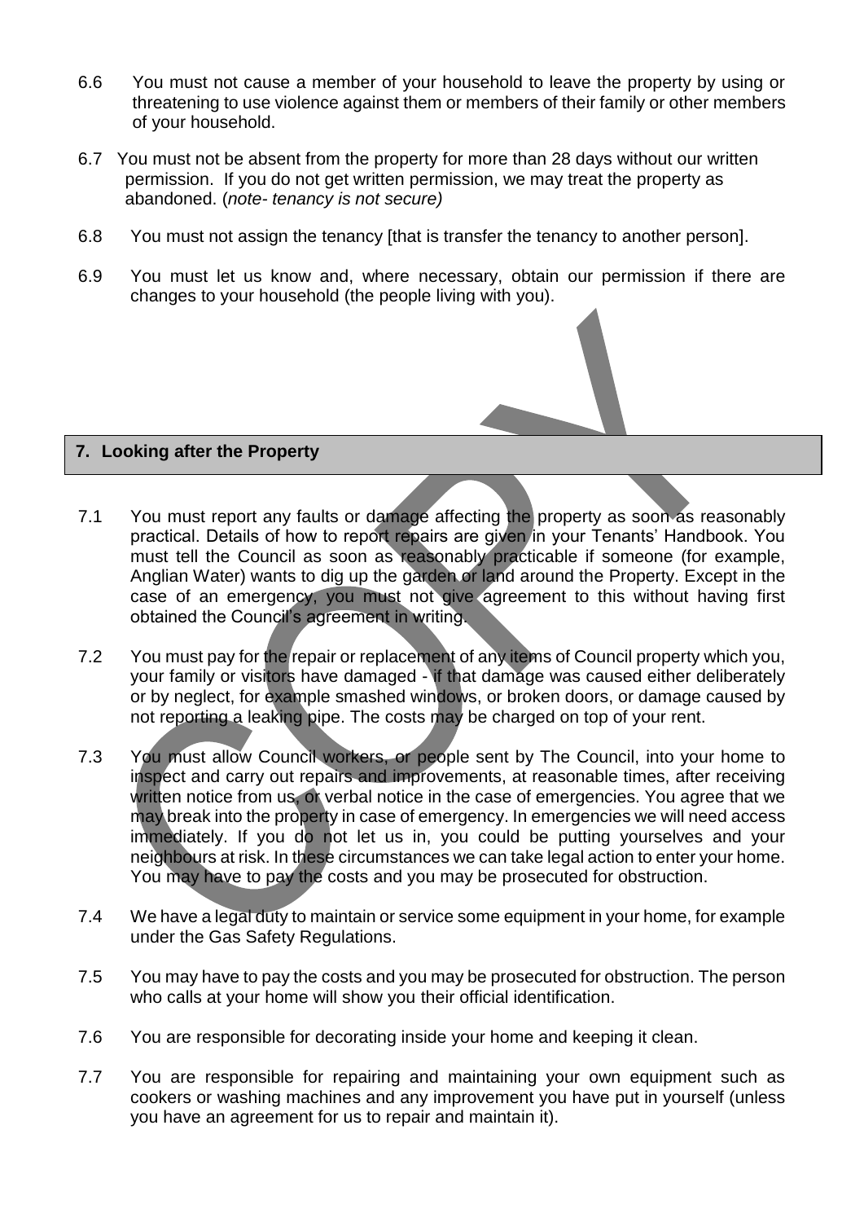6.6 You must not cause a member of your household to leave the property by using or threatening to use violence against them or members of their family or other members of your household.

6.7 You must not be absent from the property for more than 28 days without our written permission. If you do not get written permission, we may treat the property as abandoned. (*note- tenancy is not secure)*

6.8 You must not assign the tenancy [that is transfer the tenancy to another person].

6.9 You must let us know and, where necessary, obtain our permission if there are changes to your household (the people living with you).

## 7. Looking after the Property

7.1 You must report any faults or damage affecting the property as soon as reasonably practical. Details of how to report repairs are given in your Tenants' Handbook. You must tell the Council as soon as reasonably practicable if someone (for example, Anglian Water) wants to dig up the garden or land around the Property. Except in the case of an emergency, you must not give agreement to this without having first obtained the Council's agreement in writing.

7.2 You must pay for the repair or replacement of any items of Council property which you, your family or visitors have damaged - if that damage was caused either deliberately or by neglect, for example smashed windows, or broken doors, or damage caused by not reporting a leaking pipe. The costs may be charged on top of your rent.

7.3 You must allow Council workers, or people sent by The Council, into your home to inspect and carry out repairs and improvements, at reasonable times, after receiving written notice from us, or verbal notice in the case of emergencies. You agree that we may break into the property in case of emergency. In emergencies we will need access immediately. If you do not let us in, you could be putting yourselves and your neighbours at risk. In these circumstances we can take legal action to enter your home. You may have to pay the costs and you may be prosecuted for obstruction.

7.4 We have a legal duty to maintain or service some equipment in your home, for example under the Gas Safety Regulations.

7.5 You may have to pay the costs and you may be prosecuted for obstruction. The person who calls at your home will show you their official identification.

7.6 You are responsible for decorating inside your home and keeping it clean.

7.7 You are responsible for repairing and maintaining your own equipment such as cookers or washing machines and any improvement you have put in yourself (unless you have an agreement for us to repair and maintain it).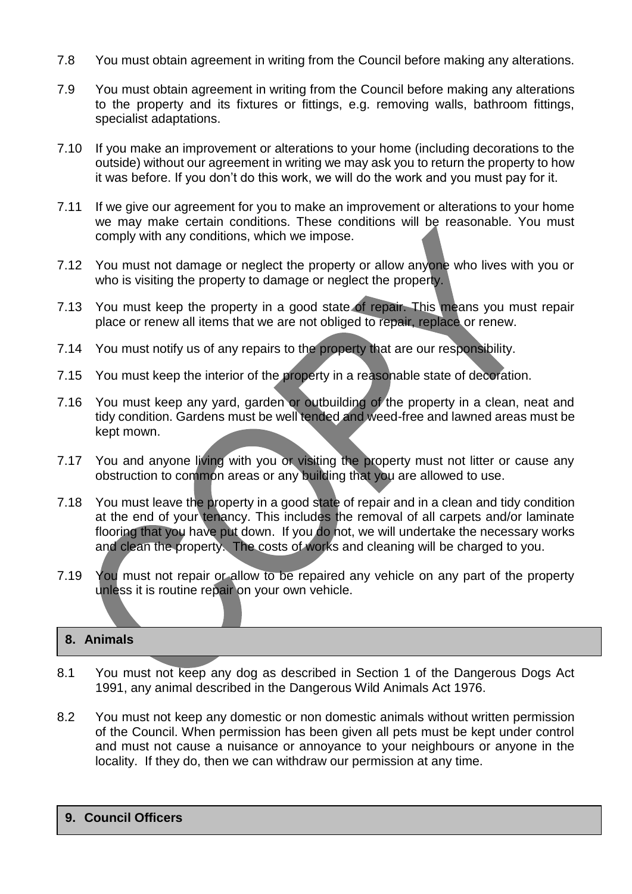7.8 You must obtain agreement in writing from the Council before making any alterations.

7.9 You must obtain agreement in writing from the Council before making any alterations to the property and its fixtures or fittings, e.g. removing walls, bathroom fittings, specialist adaptations.

7.10 If you make an improvement or alterations to your home (including decorations to the outside) without our agreement in writing we may ask you to return the property to how it was before. If you don't do this work, we will do the work and you must pay for it.

7.11 If we give our agreement for you to make an improvement or alterations to your home we may make certain conditions. These conditions will be reasonable. You must comply with any conditions, which we impose.

7.12 You must not damage or neglect the property or allow anyone who lives with you or who is visiting the property to damage or neglect the property.

7.13 You must keep the property in a good state of repair. This means you must repair place or renew all items that we are not obliged to repair, replace or renew.

7.14 You must notify us of any repairs to the property that are our responsibility.

7.15 You must keep the interior of the property in a reasonable state of decoration.

7.16 You must keep any yard, garden or outbuilding of the property in a clean, neat and tidy condition. Gardens must be well tended and weed-free and lawned areas must be kept mown.

7.17 You and anyone living with you or visiting the property must not litter or cause any obstruction to common areas or any building that you are allowed to use.

7.18 You must leave the property in a good state of repair and in a clean and tidy condition at the end of your tenancy. This includes the removal of all carpets and/or laminate flooring that you have put down. If you do not, we will undertake the necessary works and clean the property. The costs of works and cleaning will be charged to you.

7.19 You must not repair or allow to be repaired any vehicle on any part of the property unless it is routine repair on your own vehicle.

## 8. Animals

8.1 You must not keep any dog as described in Section 1 of the Dangerous Dogs Act 1991, any animal described in the Dangerous Wild Animals Act 1976.

8.2 You must not keep any domestic or non domestic animals without written permission of the Council. When permission has been given all pets must be kept under control and must not cause a nuisance or annoyance to your neighbours or anyone in the locality. If they do, then we can withdraw our permission at any time.

## 9. Council Officers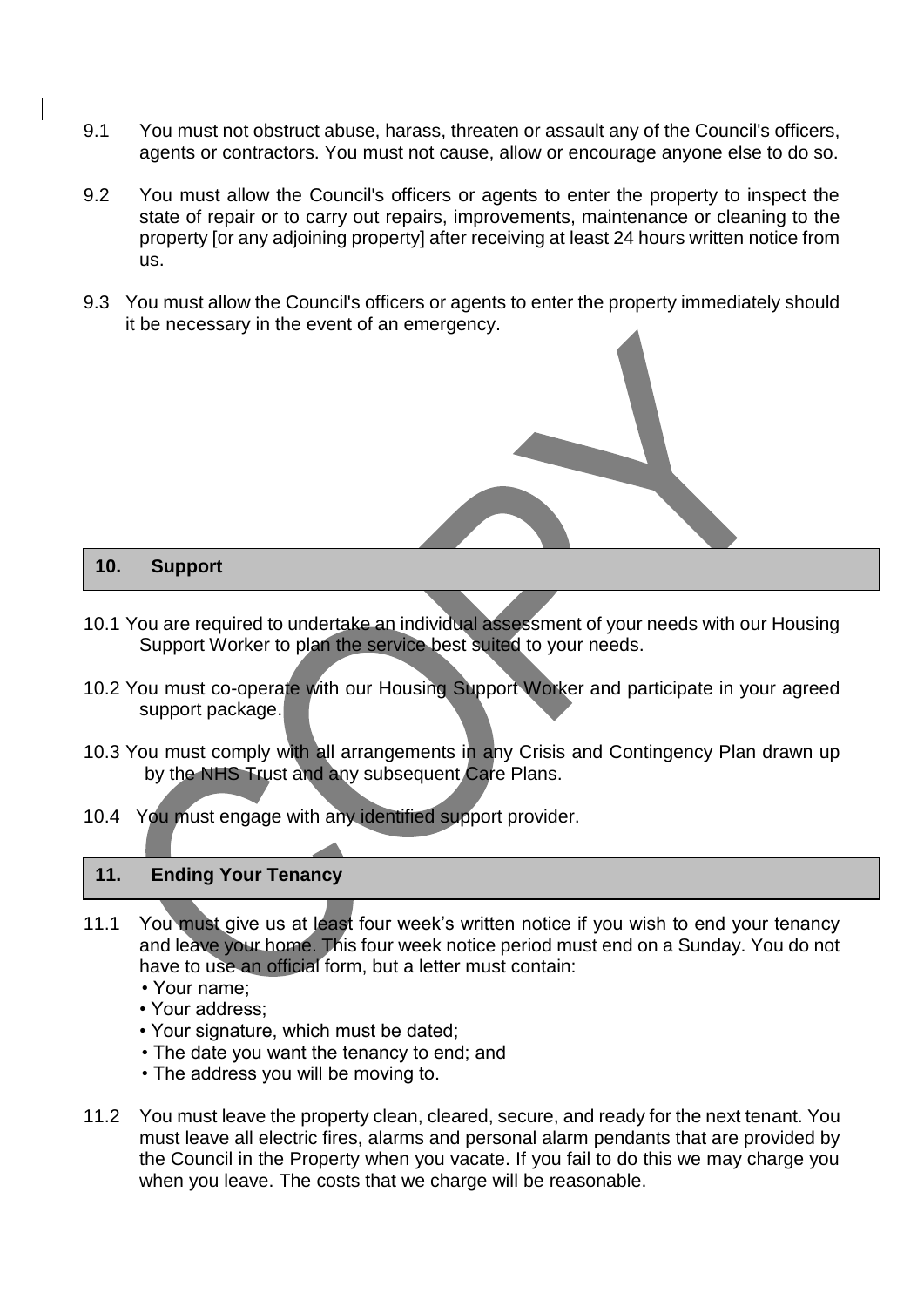9.1 You must not obstruct abuse, harass, threaten or assault any of the Council's officers, agents or contractors. You must not cause, allow or encourage anyone else to do so.

9.2 You must allow the Council's officers or agents to enter the property to inspect the state of repair or to carry out repairs, improvements, maintenance or cleaning to the property [or any adjoining property] after receiving at least 24 hours written notice from us.

9.3 You must allow the Council's officers or agents to enter the property immediately should it be necessary in the event of an emergency.

## 10. Support

10.1 You are required to undertake an individual assessment of your needs with our Housing Support Worker to plan the service best suited to your needs.

10.2 You must co-operate with our Housing Support Worker and participate in your agreed support package.

10.3 You must comply with all arrangements in any Crisis and Contingency Plan drawn up by the NHS Trust and any subsequent Care Plans.

10.4 You must engage with any identified support provider.

## 11. Ending Your Tenancy

11.1 You must give us at least four week's written notice if you wish to end your tenancy and leave your home. This four week notice period must end on a Sunday. You do not have to use an official form, but a letter must contain:

- Your name;
- Your address;
- Your signature, which must be dated;
- The date you want the tenancy to end; and
- The address you will be moving to.

11.2 You must leave the property clean, cleared, secure, and ready for the next tenant. You must leave all electric fires, alarms and personal alarm pendants that are provided by the Council in the Property when you vacate. If you fail to do this we may charge you when you leave. The costs that we charge will be reasonable.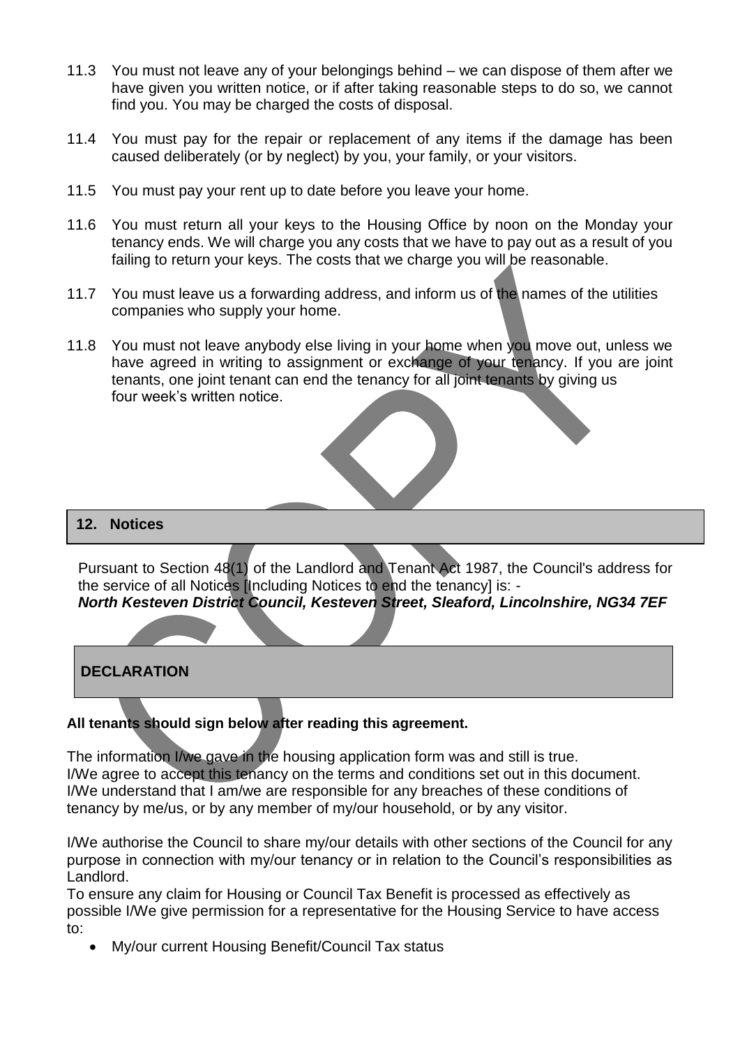11.3 You must not leave any of your belongings behind – we can dispose of them after we have given you written notice, or if after taking reasonable steps to do so, we cannot find you. You may be charged the costs of disposal.

11.4 You must pay for the repair or replacement of any items if the damage has been caused deliberately (or by neglect) by you, your family, or your visitors.

11.5 You must pay your rent up to date before you leave your home.

11.6 You must return all your keys to the Housing Office by noon on the Monday your tenancy ends. We will charge you any costs that we have to pay out as a result of you failing to return your keys. The costs that we charge you will be reasonable.

11.7 You must leave us a forwarding address, and inform us of the names of the utilities companies who supply your home.

11.8 You must not leave anybody else living in your home when you move out, unless we have agreed in writing to assignment or exchange of your tenancy. If you are joint tenants, one joint tenant can end the tenancy for all joint tenants by giving us four week's written notice.

## 12. Notices

Pursuant to Section 48(1) of the Landlord and Tenant Act 1987, the Council's address for the service of all Notices [Including Notices to end the tenancy] is: -
***North Kesteven District Council, Kesteven Street, Sleaford, Lincolnshire, NG34 7EF***

## DECLARATION

**All tenants should sign below after reading this agreement.**

The information I/we gave in the housing application form was and still is true.
I/We agree to accept this tenancy on the terms and conditions set out in this document.
I/We understand that I am/we are responsible for any breaches of these conditions of tenancy by me/us, or by any member of my/our household, or by any visitor.

I/We authorise the Council to share my/our details with other sections of the Council for any purpose in connection with my/our tenancy or in relation to the Council's responsibilities as Landlord.
To ensure any claim for Housing or Council Tax Benefit is processed as effectively as possible I/We give permission for a representative for the Housing Service to have access to:

- My/our current Housing Benefit/Council Tax status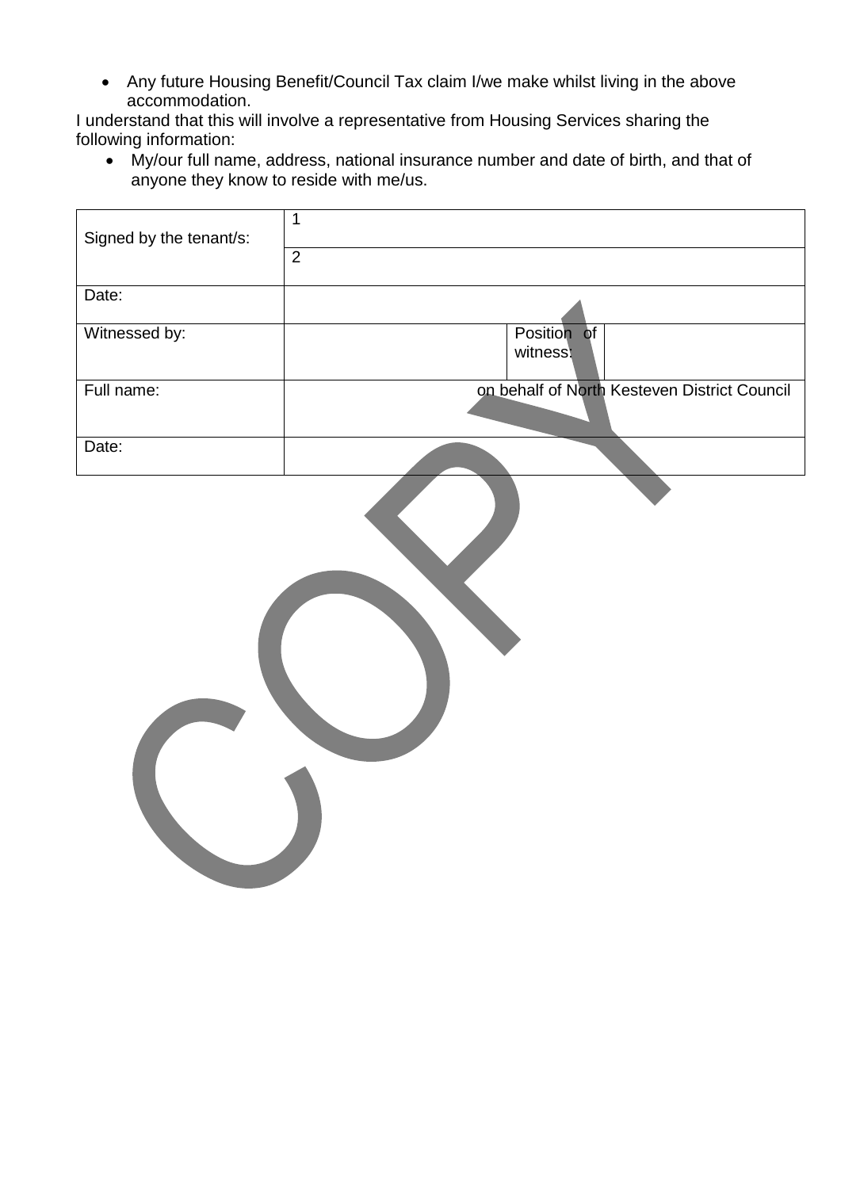- Any future Housing Benefit/Council Tax claim I/we make whilst living in the above accommodation.

I understand that this will involve a representative from Housing Services sharing the following information:

- My/our full name, address, national insurance number and date of birth, and that of anyone they know to reside with me/us.

| | | | |
|---|---|---|---|
| Signed by the tenant/s: | 1 | | |
| | 2 | | |
| Date: | | | |
| Witnessed by: | | Position of witness: | |
| Full name: | on behalf of North Kesteven District Council | | |
| Date: | | | |

COPY